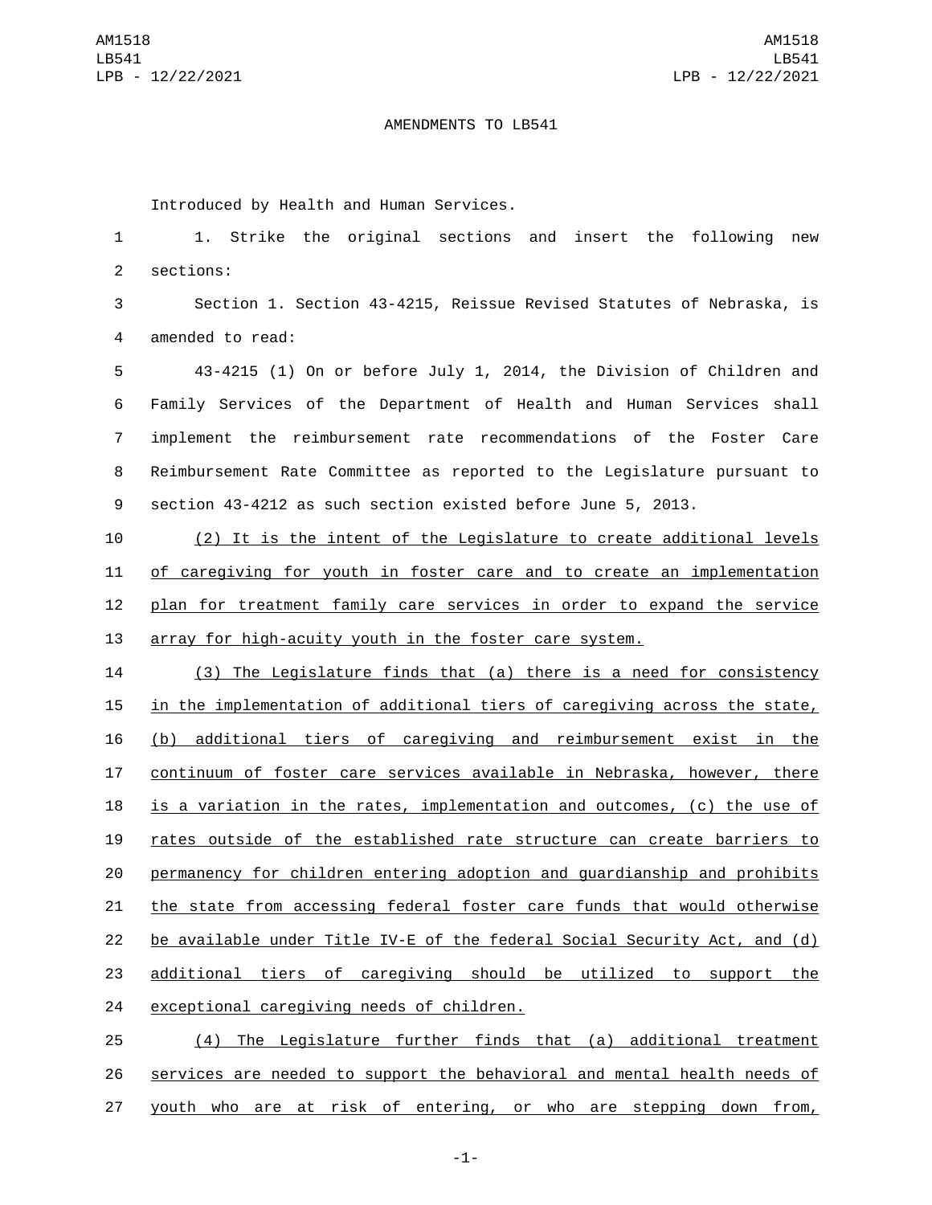AMENDMENTS TO LB541

Introduced by Health and Human Services.

1. Strike the original sections and insert the following new sections:

Section 1. Section 43-4215, Reissue Revised Statutes of Nebraska, is amended to read:

43-4215 (1) On or before July 1, 2014, the Division of Children and Family Services of the Department of Health and Human Services shall implement the reimbursement rate recommendations of the Foster Care Reimbursement Rate Committee as reported to the Legislature pursuant to section 43-4212 as such section existed before June 5, 2013.

(2) It is the intent of the Legislature to create additional levels of caregiving for youth in foster care and to create an implementation plan for treatment family care services in order to expand the service array for high-acuity youth in the foster care system.

(3) The Legislature finds that (a) there is a need for consistency in the implementation of additional tiers of caregiving across the state, (b) additional tiers of caregiving and reimbursement exist in the continuum of foster care services available in Nebraska, however, there is a variation in the rates, implementation and outcomes, (c) the use of rates outside of the established rate structure can create barriers to permanency for children entering adoption and guardianship and prohibits the state from accessing federal foster care funds that would otherwise be available under Title IV-E of the federal Social Security Act, and (d) additional tiers of caregiving should be utilized to support the exceptional caregiving needs of children.

(4) The Legislature further finds that (a) additional treatment services are needed to support the behavioral and mental health needs of youth who are at risk of entering, or who are stepping down from,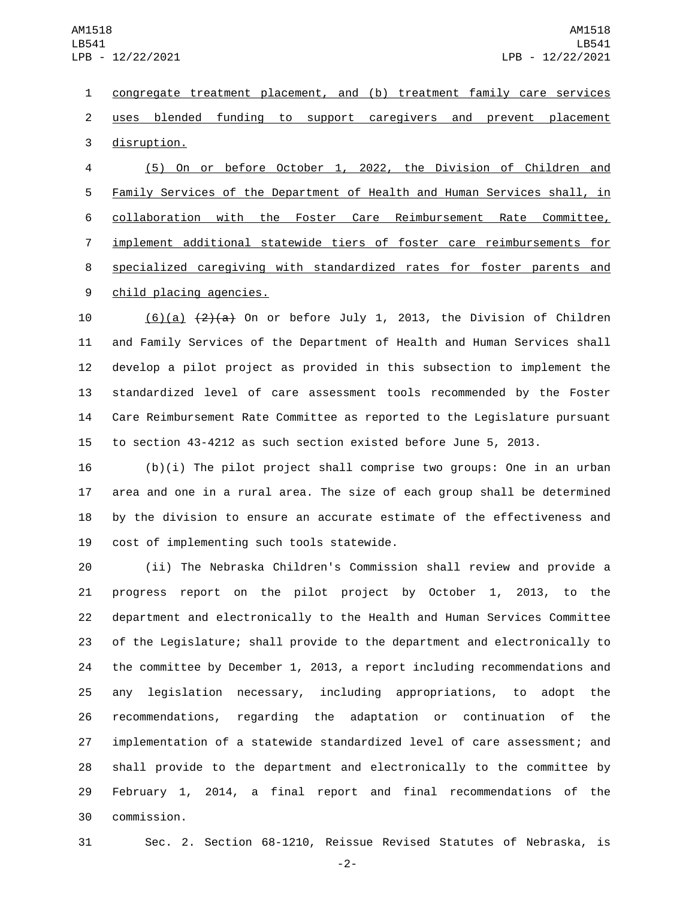congregate treatment placement, and (b) treatment family care services uses blended funding to support caregivers and prevent placement disruption.

(5) On or before October 1, 2022, the Division of Children and Family Services of the Department of Health and Human Services shall, in collaboration with the Foster Care Reimbursement Rate Committee, implement additional statewide tiers of foster care reimbursements for specialized caregiving with standardized rates for foster parents and child placing agencies.

(6)(a) ~~(2)(a)~~ On or before July 1, 2013, the Division of Children and Family Services of the Department of Health and Human Services shall develop a pilot project as provided in this subsection to implement the standardized level of care assessment tools recommended by the Foster Care Reimbursement Rate Committee as reported to the Legislature pursuant to section 43-4212 as such section existed before June 5, 2013.

(b)(i) The pilot project shall comprise two groups: One in an urban area and one in a rural area. The size of each group shall be determined by the division to ensure an accurate estimate of the effectiveness and cost of implementing such tools statewide.

(ii) The Nebraska Children's Commission shall review and provide a progress report on the pilot project by October 1, 2013, to the department and electronically to the Health and Human Services Committee of the Legislature; shall provide to the department and electronically to the committee by December 1, 2013, a report including recommendations and any legislation necessary, including appropriations, to adopt the recommendations, regarding the adaptation or continuation of the implementation of a statewide standardized level of care assessment; and shall provide to the department and electronically to the committee by February 1, 2014, a final report and final recommendations of the commission.

Sec. 2. Section 68-1210, Reissue Revised Statutes of Nebraska, is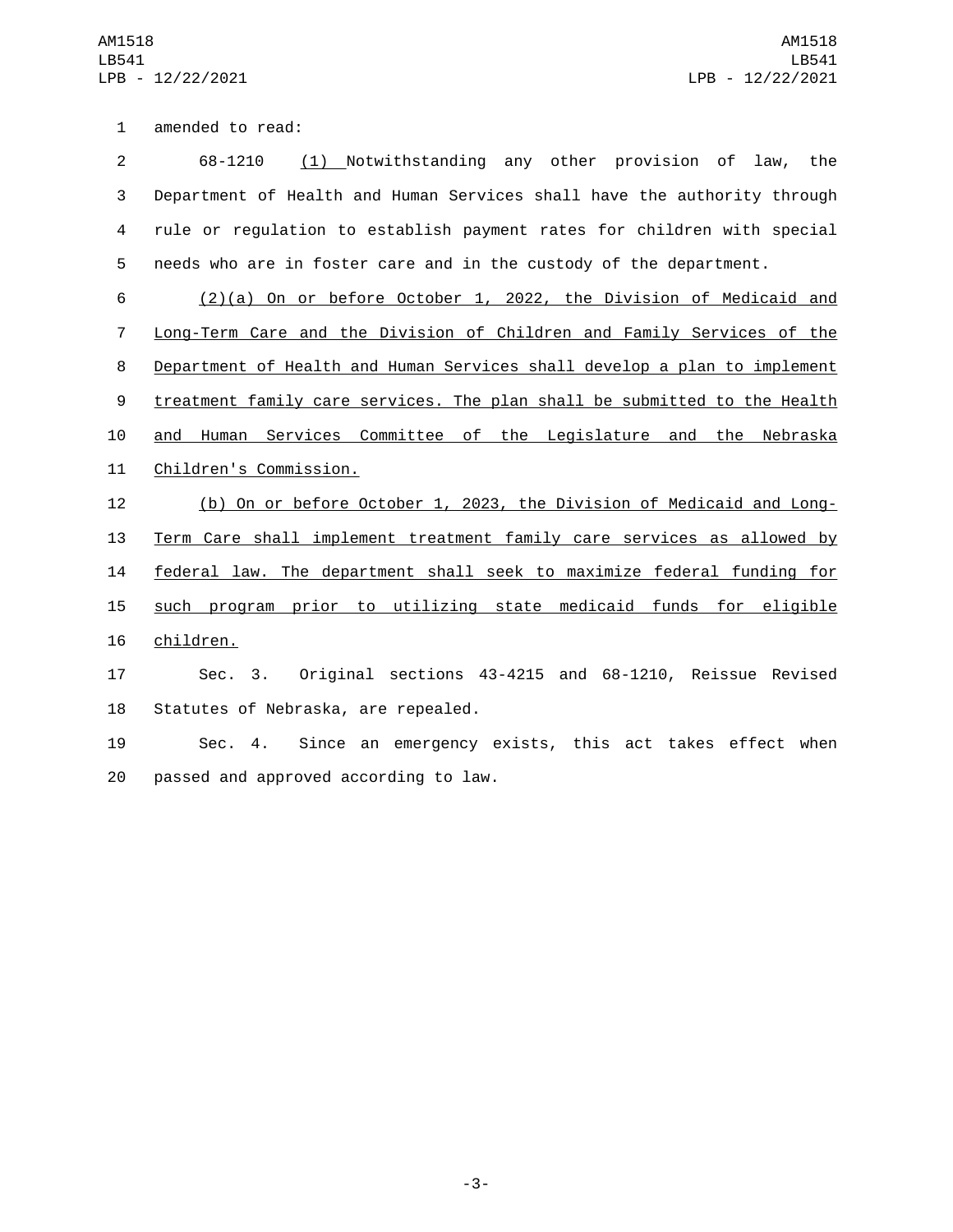amended to read:

68-1210 (1) Notwithstanding any other provision of law, the Department of Health and Human Services shall have the authority through rule or regulation to establish payment rates for children with special needs who are in foster care and in the custody of the department.

(2)(a) On or before October 1, 2022, the Division of Medicaid and Long-Term Care and the Division of Children and Family Services of the Department of Health and Human Services shall develop a plan to implement treatment family care services. The plan shall be submitted to the Health and Human Services Committee of the Legislature and the Nebraska Children's Commission.

(b) On or before October 1, 2023, the Division of Medicaid and Long-Term Care shall implement treatment family care services as allowed by federal law. The department shall seek to maximize federal funding for such program prior to utilizing state medicaid funds for eligible children.

Sec. 3. Original sections 43-4215 and 68-1210, Reissue Revised Statutes of Nebraska, are repealed.

Sec. 4. Since an emergency exists, this act takes effect when passed and approved according to law.